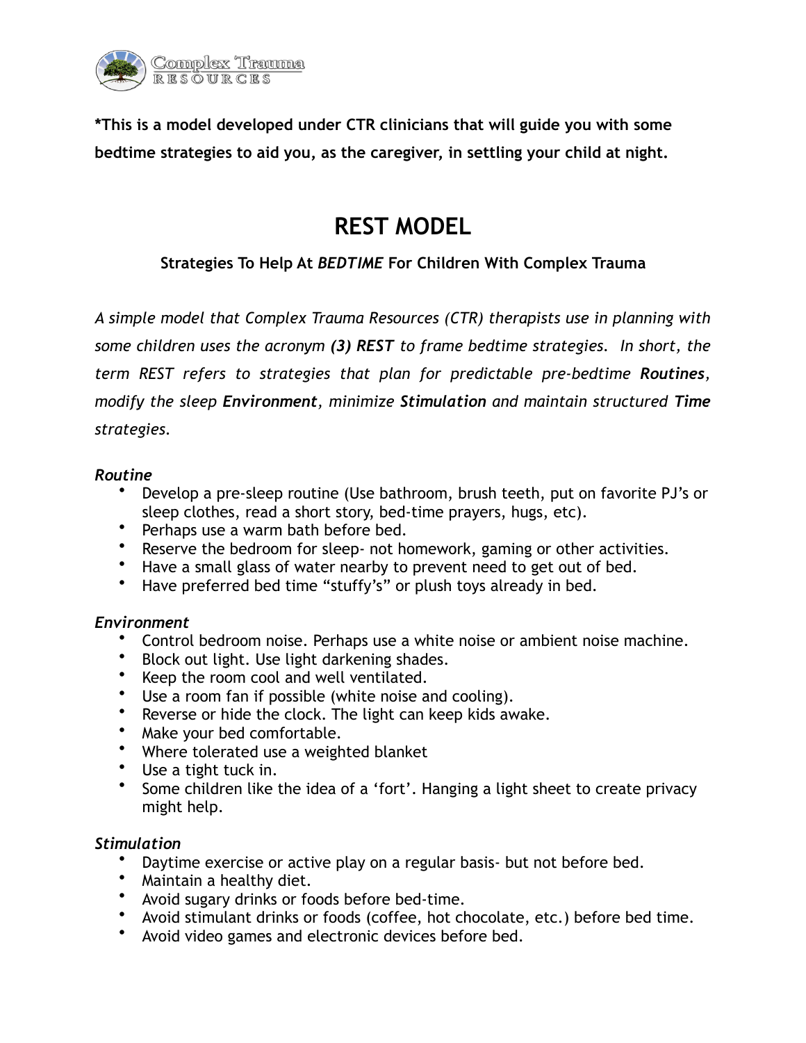**\*This is a model developed under CTR clinicians that will guide you with some bedtime strategies to aid you, as the caregiver, in settling your child at night.**

# REST MODEL

### Strategies To Help At *BEDTIME* For Children With Complex Trauma

*A simple model that Complex Trauma Resources (CTR) therapists use in planning with some children uses the acronym **(3) REST** to frame bedtime strategies. In short, the term REST refers to strategies that plan for predictable pre-bedtime **Routines**, modify the sleep **Environment**, minimize **Stimulation** and maintain structured **Time** strategies.*

*Routine*

- Develop a pre-sleep routine (Use bathroom, brush teeth, put on favorite PJ's or sleep clothes, read a short story, bed-time prayers, hugs, etc).
- Perhaps use a warm bath before bed.
- Reserve the bedroom for sleep- not homework, gaming or other activities.
- Have a small glass of water nearby to prevent need to get out of bed.
- Have preferred bed time "stuffy's" or plush toys already in bed.

*Environment*

- Control bedroom noise. Perhaps use a white noise or ambient noise machine.
- Block out light. Use light darkening shades.
- Keep the room cool and well ventilated.
- Use a room fan if possible (white noise and cooling).
- Reverse or hide the clock. The light can keep kids awake.
- Make your bed comfortable.
- Where tolerated use a weighted blanket
- Use a tight tuck in.
- Some children like the idea of a 'fort'. Hanging a light sheet to create privacy might help.

*Stimulation*

- Daytime exercise or active play on a regular basis- but not before bed.
- Maintain a healthy diet.
- Avoid sugary drinks or foods before bed-time.
- Avoid stimulant drinks or foods (coffee, hot chocolate, etc.) before bed time.
- Avoid video games and electronic devices before bed.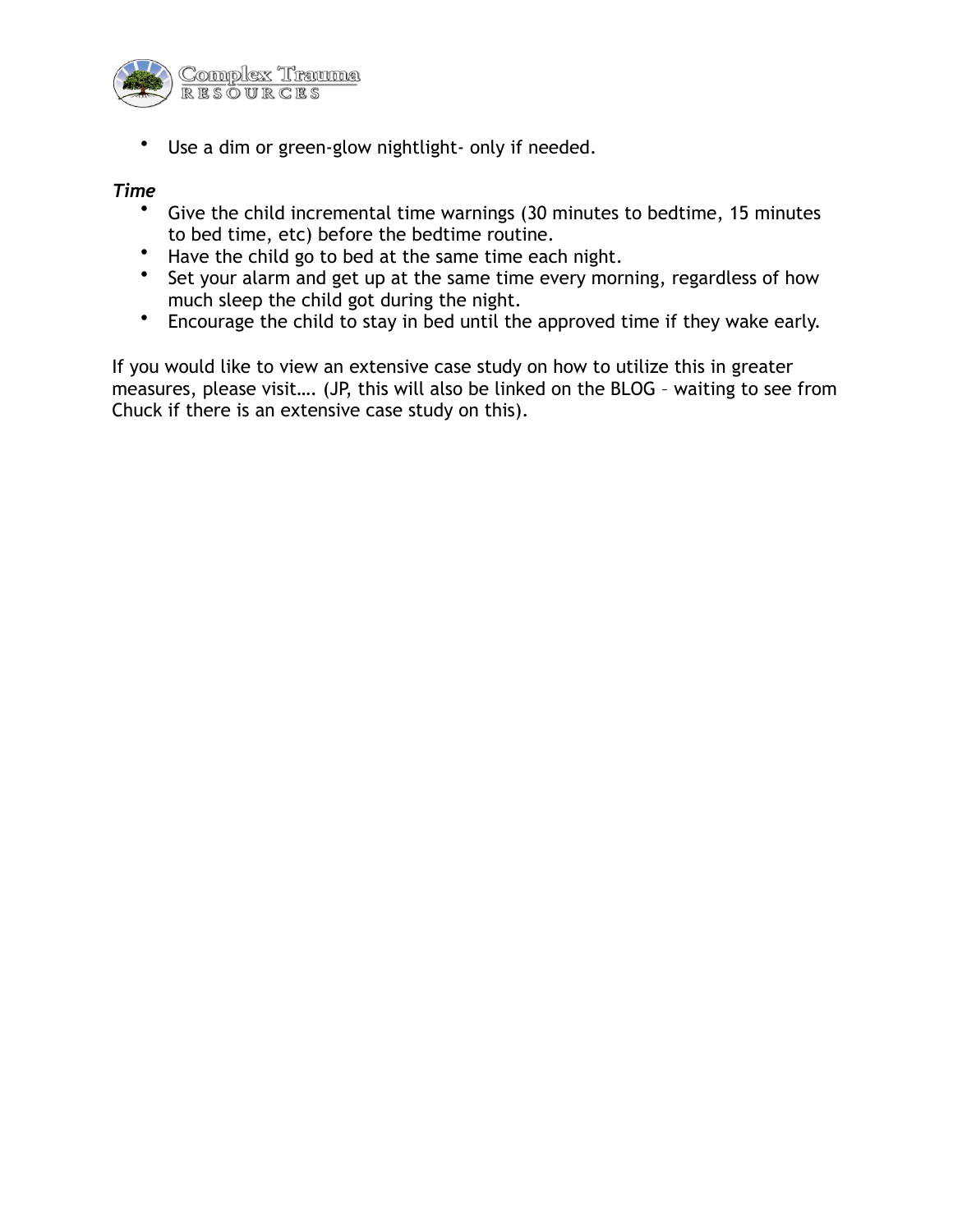- Use a dim or green-glow nightlight- only if needed.

*Time*

- Give the child incremental time warnings (30 minutes to bedtime, 15 minutes to bed time, etc) before the bedtime routine.
- Have the child go to bed at the same time each night.
- Set your alarm and get up at the same time every morning, regardless of how much sleep the child got during the night.
- Encourage the child to stay in bed until the approved time if they wake early.

If you would like to view an extensive case study on how to utilize this in greater measures, please visit…. (JP, this will also be linked on the BLOG – waiting to see from Chuck if there is an extensive case study on this).